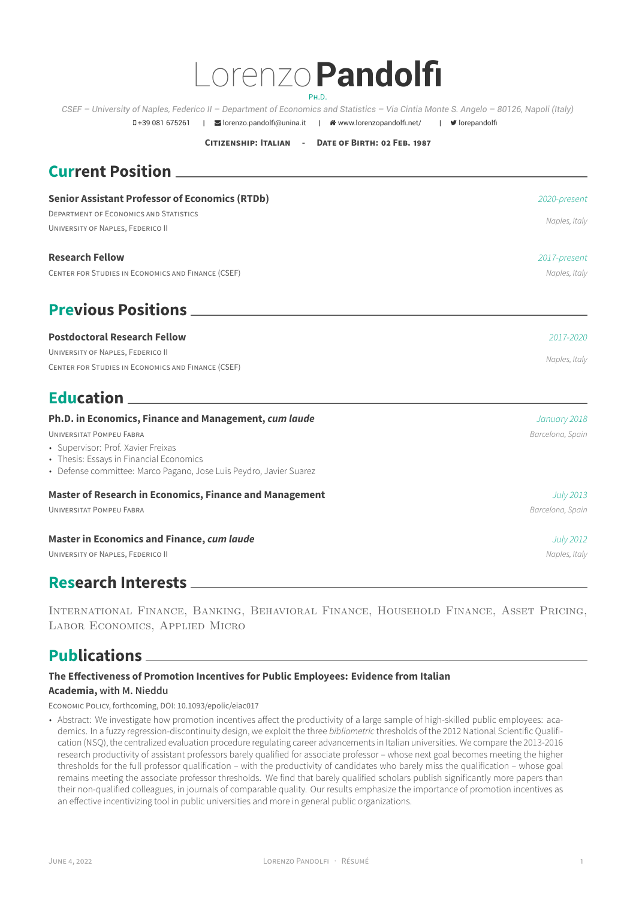# Lorenzo **Pandolfi**

Ph.D.

*CSEF – University of Naples, Federico II – Department of Economics and Statistics – Via Cintia Monte S. Angelo – 80126, Napoli (Italy)*

+39 081 675261 | lorenzo.pandolfi@unina.it | www.lorenzopandolfi.net/ | lorepandolfi

**Citizenship: Italian - Date of Birth: 02 Feb. 1987**

## Current Position

**Senior Assistant Professor of Economics (RTDb)** — *2020-present*
Department of Economics and Statistics
University of Naples, Federico II — *Naples, Italy*

**Research Fellow** — *2017-present*
Center for Studies in Economics and Finance (CSEF) — *Naples, Italy*

## Previous Positions

**Postdoctoral Research Fellow** — *2017-2020*
University of Naples, Federico II
Center for Studies in Economics and Finance (CSEF) — *Naples, Italy*

## Education

**Ph.D. in Economics, Finance and Management, *cum laude*** — *January 2018*
Universitat Pompeu Fabra — *Barcelona, Spain*

- Supervisor: Prof. Xavier Freixas
- Thesis: Essays in Financial Economics
- Defense committee: Marco Pagano, Jose Luis Peydro, Javier Suarez

**Master of Research in Economics, Finance and Management** — *July 2013*
Universitat Pompeu Fabra — *Barcelona, Spain*

**Master in Economics and Finance, *cum laude*** — *July 2012*
University of Naples, Federico II — *Naples, Italy*

## Research Interests

International Finance, Banking, Behavioral Finance, Household Finance, Asset Pricing, Labor Economics, Applied Micro

## Publications

**The Effectiveness of Promotion Incentives for Public Employees: Evidence from Italian Academia,** with M. Nieddu

Economic Policy, forthcoming, DOI: 10.1093/epolic/eiac017

- Abstract: We investigate how promotion incentives affect the productivity of a large sample of high-skilled public employees: academics. In a fuzzy regression-discontinuity design, we exploit the three *bibliometric* thresholds of the 2012 National Scientific Qualification (NSQ), the centralized evaluation procedure regulating career advancements in Italian universities. We compare the 2013-2016 research productivity of assistant professors barely qualified for associate professor – whose next goal becomes meeting the higher thresholds for the full professor qualification – with the productivity of candidates who barely miss the qualification – whose goal remains meeting the associate professor thresholds. We find that barely qualified scholars publish significantly more papers than their non-qualified colleagues, in journals of comparable quality. Our results emphasize the importance of promotion incentives as an effective incentivizing tool in public universities and more in general public organizations.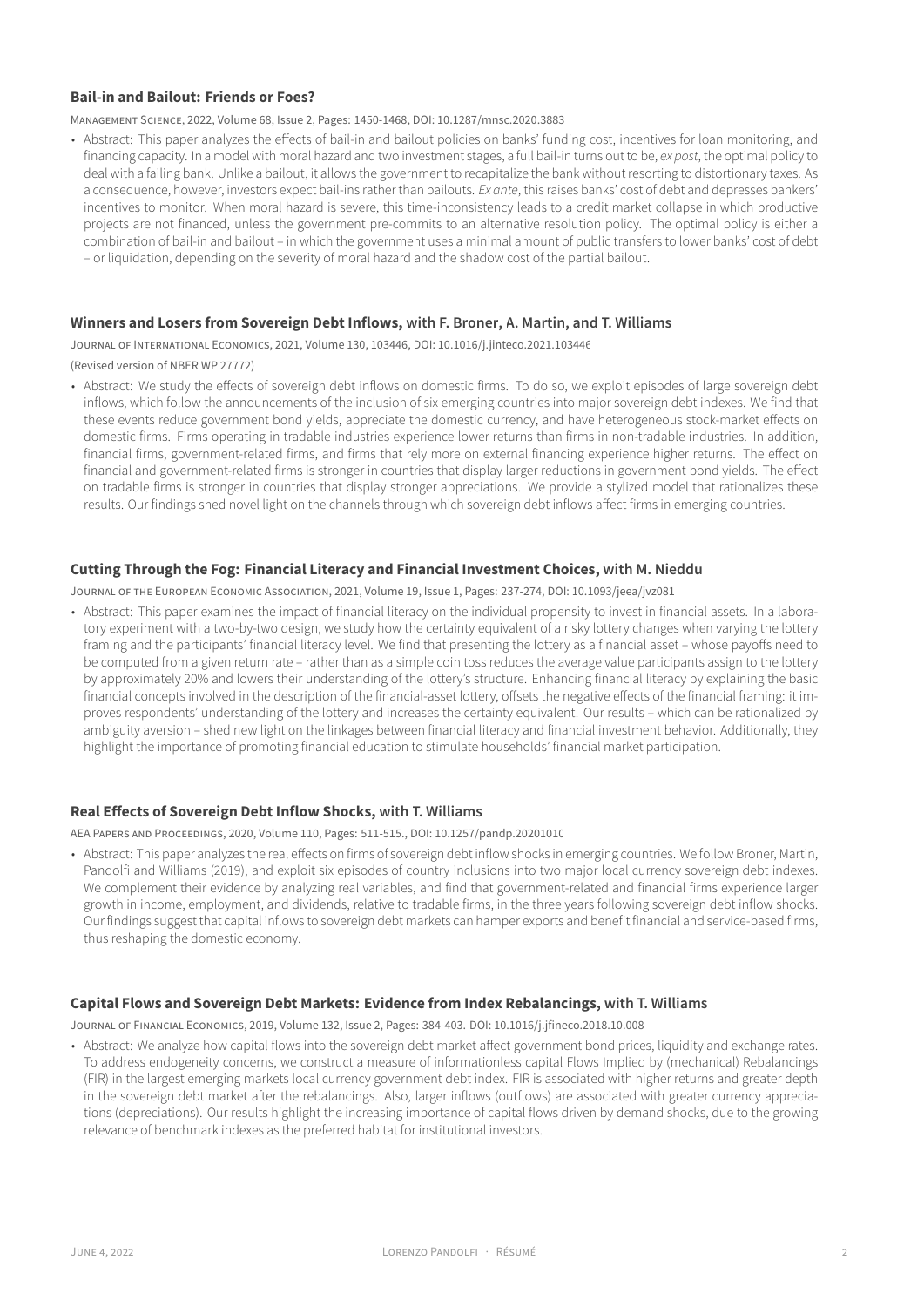#### **Bail-in and Bailout: Friends or Foes?**

Management Science, 2022, Volume 68, Issue 2, Pages: 1450-1468, DOI: 10.1287/mnsc.2020.3883

- Abstract: This paper analyzes the effects of bail-in and bailout policies on banks' funding cost, incentives for loan monitoring, and financing capacity. In a model with moral hazard and two investment stages, a full bail-in turns out to be, *ex post*, the optimal policy to deal with a failing bank. Unlike a bailout, it allows the government to recapitalize the bank without resorting to distortionary taxes. As a consequence, however, investors expect bail-ins rather than bailouts. *Ex ante*, this raises banks' cost of debt and depresses bankers' incentives to monitor. When moral hazard is severe, this time-inconsistency leads to a credit market collapse in which productive projects are not financed, unless the government pre-commits to an alternative resolution policy. The optimal policy is either a combination of bail-in and bailout – in which the government uses a minimal amount of public transfers to lower banks' cost of debt – or liquidation, depending on the severity of moral hazard and the shadow cost of the partial bailout.

#### **Winners and Losers from Sovereign Debt Inflows,** with F. Broner, A. Martin, and T. Williams

Journal of International Economics, 2021, Volume 130, 103446, DOI: 10.1016/j.jinteco.2021.103446

(Revised version of NBER WP 27772)

- Abstract: We study the effects of sovereign debt inflows on domestic firms. To do so, we exploit episodes of large sovereign debt inflows, which follow the announcements of the inclusion of six emerging countries into major sovereign debt indexes. We find that these events reduce government bond yields, appreciate the domestic currency, and have heterogeneous stock-market effects on domestic firms. Firms operating in tradable industries experience lower returns than firms in non-tradable industries. In addition, financial firms, government-related firms, and firms that rely more on external financing experience higher returns. The effect on financial and government-related firms is stronger in countries that display larger reductions in government bond yields. The effect on tradable firms is stronger in countries that display stronger appreciations. We provide a stylized model that rationalizes these results. Our findings shed novel light on the channels through which sovereign debt inflows affect firms in emerging countries.

#### **Cutting Through the Fog: Financial Literacy and Financial Investment Choices,** with M. Nieddu

Journal of the European Economic Association, 2021, Volume 19, Issue 1, Pages: 237-274, DOI: 10.1093/jeea/jvz081

- Abstract: This paper examines the impact of financial literacy on the individual propensity to invest in financial assets. In a laboratory experiment with a two-by-two design, we study how the certainty equivalent of a risky lottery changes when varying the lottery framing and the participants' financial literacy level. We find that presenting the lottery as a financial asset – whose payoffs need to be computed from a given return rate – rather than as a simple coin toss reduces the average value participants assign to the lottery by approximately 20% and lowers their understanding of the lottery's structure. Enhancing financial literacy by explaining the basic financial concepts involved in the description of the financial-asset lottery, offsets the negative effects of the financial framing: it improves respondents' understanding of the lottery and increases the certainty equivalent. Our results – which can be rationalized by ambiguity aversion – shed new light on the linkages between financial literacy and financial investment behavior. Additionally, they highlight the importance of promoting financial education to stimulate households' financial market participation.

#### **Real Effects of Sovereign Debt Inflow Shocks,** with T. Williams

AEA Papers and Proceedings, 2020, Volume 110, Pages: 511-515., DOI: 10.1257/pandp.20201010

- Abstract: This paper analyzes the real effects on firms of sovereign debt inflow shocks in emerging countries. We follow Broner, Martin, Pandolfi and Williams (2019), and exploit six episodes of country inclusions into two major local currency sovereign debt indexes. We complement their evidence by analyzing real variables, and find that government-related and financial firms experience larger growth in income, employment, and dividends, relative to tradable firms, in the three years following sovereign debt inflow shocks. Our findings suggest that capital inflows to sovereign debt markets can hamper exports and benefit financial and service-based firms, thus reshaping the domestic economy.

#### **Capital Flows and Sovereign Debt Markets: Evidence from Index Rebalancings,** with T. Williams

Journal of Financial Economics, 2019, Volume 132, Issue 2, Pages: 384-403. DOI: 10.1016/j.jfineco.2018.10.008

- Abstract: We analyze how capital flows into the sovereign debt market affect government bond prices, liquidity and exchange rates. To address endogeneity concerns, we construct a measure of informationless capital Flows Implied by (mechanical) Rebalancings (FIR) in the largest emerging markets local currency government debt index. FIR is associated with higher returns and greater depth in the sovereign debt market after the rebalancings. Also, larger inflows (outflows) are associated with greater currency appreciations (depreciations). Our results highlight the increasing importance of capital flows driven by demand shocks, due to the growing relevance of benchmark indexes as the preferred habitat for institutional investors.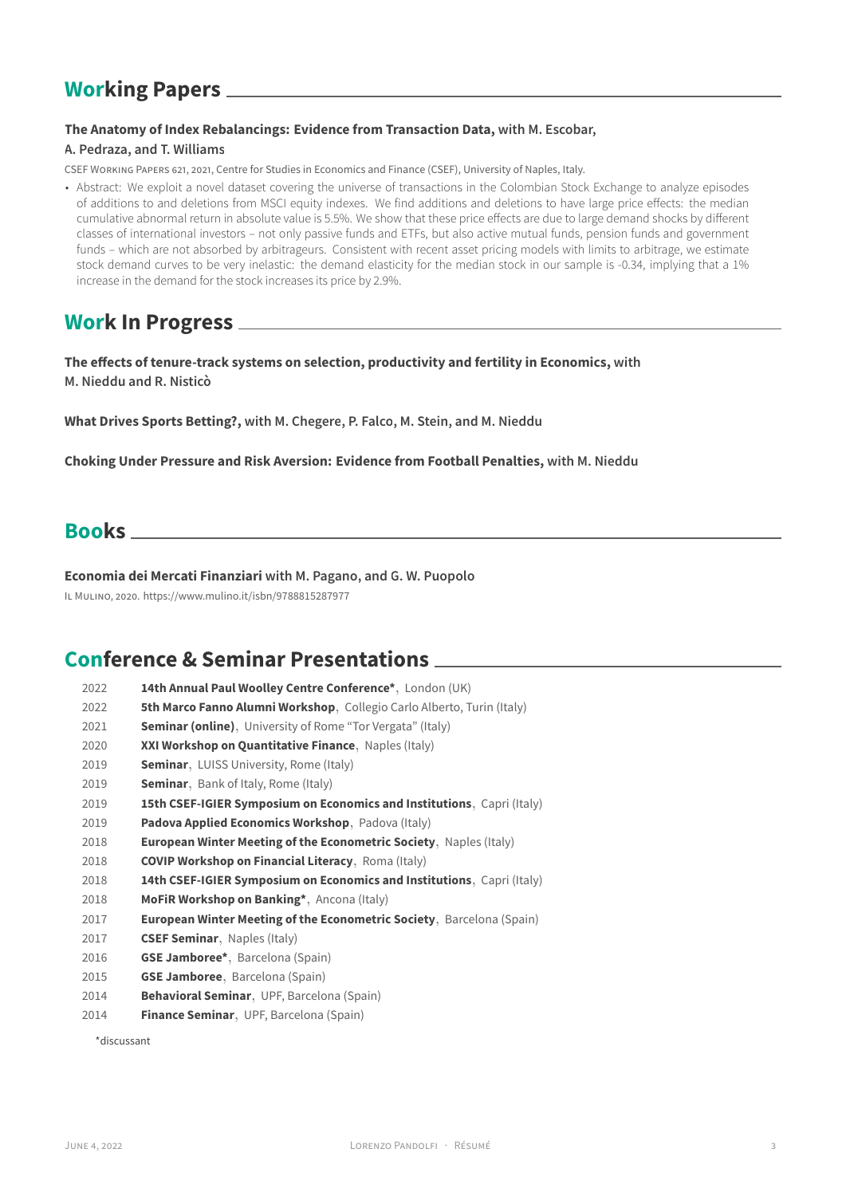## Working Papers

**The Anatomy of Index Rebalancings: Evidence from Transaction Data,** with M. Escobar, A. Pedraza, and T. Williams

CSEF Working Papers 621, 2021, Centre for Studies in Economics and Finance (CSEF), University of Naples, Italy.

- Abstract: We exploit a novel dataset covering the universe of transactions in the Colombian Stock Exchange to analyze episodes of additions to and deletions from MSCI equity indexes. We find additions and deletions to have large price effects: the median cumulative abnormal return in absolute value is 5.5%. We show that these price effects are due to large demand shocks by different classes of international investors – not only passive funds and ETFs, but also active mutual funds, pension funds and government funds – which are not absorbed by arbitrageurs. Consistent with recent asset pricing models with limits to arbitrage, we estimate stock demand curves to be very inelastic: the demand elasticity for the median stock in our sample is -0.34, implying that a 1% increase in the demand for the stock increases its price by 2.9%.

## Work In Progress

**The effects of tenure-track systems on selection, productivity and fertility in Economics,** with M. Nieddu and R. Nisticò

**What Drives Sports Betting?,** with M. Chegere, P. Falco, M. Stein, and M. Nieddu

**Choking Under Pressure and Risk Aversion: Evidence from Football Penalties,** with M. Nieddu

## Books

**Economia dei Mercati Finanziari** with M. Pagano, and G. W. Puopolo

Il Mulino, 2020. https://www.mulino.it/isbn/9788815287977

## Conference & Seminar Presentations

| | |
|---|---|
| 2022 | **14th Annual Paul Woolley Centre Conference***, London (UK) |
| 2022 | **5th Marco Fanno Alumni Workshop**, Collegio Carlo Alberto, Turin (Italy) |
| 2021 | **Seminar (online)**, University of Rome "Tor Vergata" (Italy) |
| 2020 | **XXI Workshop on Quantitative Finance**, Naples (Italy) |
| 2019 | **Seminar**, LUISS University, Rome (Italy) |
| 2019 | **Seminar**, Bank of Italy, Rome (Italy) |
| 2019 | **15th CSEF-IGIER Symposium on Economics and Institutions**, Capri (Italy) |
| 2019 | **Padova Applied Economics Workshop**, Padova (Italy) |
| 2018 | **European Winter Meeting of the Econometric Society**, Naples (Italy) |
| 2018 | **COVIP Workshop on Financial Literacy**, Roma (Italy) |
| 2018 | **14th CSEF-IGIER Symposium on Economics and Institutions**, Capri (Italy) |
| 2018 | **MoFiR Workshop on Banking***, Ancona (Italy) |
| 2017 | **European Winter Meeting of the Econometric Society**, Barcelona (Spain) |
| 2017 | **CSEF Seminar**, Naples (Italy) |
| 2016 | **GSE Jamboree***, Barcelona (Spain) |
| 2015 | **GSE Jamboree**, Barcelona (Spain) |
| 2014 | **Behavioral Seminar**, UPF, Barcelona (Spain) |
| 2014 | **Finance Seminar**, UPF, Barcelona (Spain) |

*discussant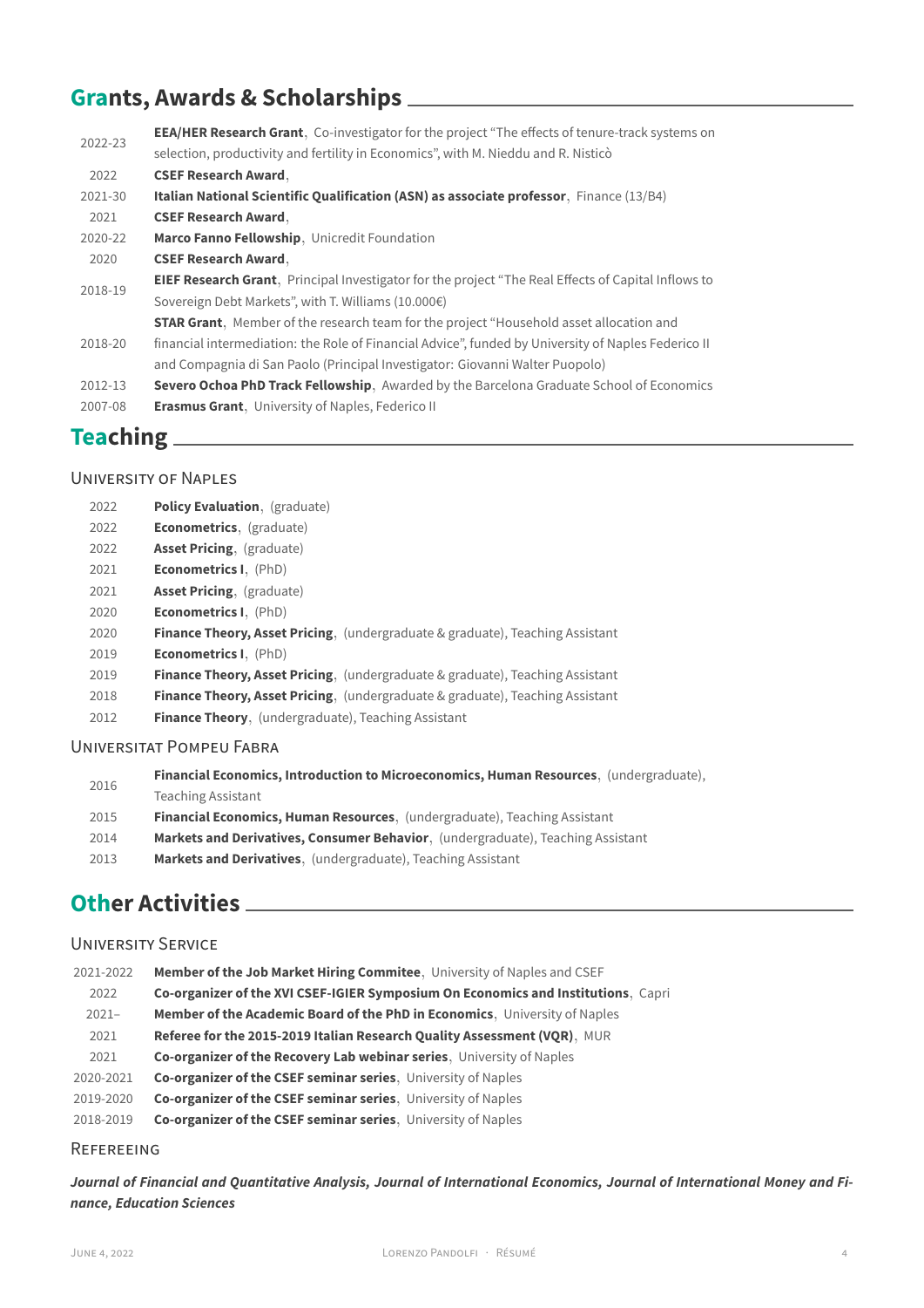## Grants, Awards & Scholarships

| | |
|---|---|
| 2022-23 | **EEA/HER Research Grant**, Co-investigator for the project "The effects of tenure-track systems on selection, productivity and fertility in Economics", with M. Nieddu and R. Nisticò |
| 2022 | **CSEF Research Award**, |
| 2021-30 | **Italian National Scientific Qualification (ASN) as associate professor**, Finance (13/B4) |
| 2021 | **CSEF Research Award**, |
| 2020-22 | **Marco Fanno Fellowship**, Unicredit Foundation |
| 2020 | **CSEF Research Award**, |
| 2018-19 | **EIEF Research Grant**, Principal Investigator for the project "The Real Effects of Capital Inflows to Sovereign Debt Markets", with T. Williams (10.000€) |
| 2018-20 | **STAR Grant**, Member of the research team for the project "Household asset allocation and financial intermediation: the Role of Financial Advice", funded by University of Naples Federico II and Compagnia di San Paolo (Principal Investigator: Giovanni Walter Puopolo) |
| 2012-13 | **Severo Ochoa PhD Track Fellowship**, Awarded by the Barcelona Graduate School of Economics |
| 2007-08 | **Erasmus Grant**, University of Naples, Federico II |

## Teaching

### University of Naples

| | |
|---|---|
| 2022 | **Policy Evaluation**, (graduate) |
| 2022 | **Econometrics**, (graduate) |
| 2022 | **Asset Pricing**, (graduate) |
| 2021 | **Econometrics I**, (PhD) |
| 2021 | **Asset Pricing**, (graduate) |
| 2020 | **Econometrics I**, (PhD) |
| 2020 | **Finance Theory, Asset Pricing**, (undergraduate & graduate), Teaching Assistant |
| 2019 | **Econometrics I**, (PhD) |
| 2019 | **Finance Theory, Asset Pricing**, (undergraduate & graduate), Teaching Assistant |
| 2018 | **Finance Theory, Asset Pricing**, (undergraduate & graduate), Teaching Assistant |
| 2012 | **Finance Theory**, (undergraduate), Teaching Assistant |

### Universitat Pompeu Fabra

| | |
|---|---|
| 2016 | **Financial Economics, Introduction to Microeconomics, Human Resources**, (undergraduate), Teaching Assistant |
| 2015 | **Financial Economics, Human Resources**, (undergraduate), Teaching Assistant |
| 2014 | **Markets and Derivatives, Consumer Behavior**, (undergraduate), Teaching Assistant |
| 2013 | **Markets and Derivatives**, (undergraduate), Teaching Assistant |

## Other Activities

### University Service

| | |
|---|---|
| 2021-2022 | **Member of the Job Market Hiring Commitee**, University of Naples and CSEF |
| 2022 | **Co-organizer of the XVI CSEF-IGIER Symposium On Economics and Institutions**, Capri |
| 2021– | **Member of the Academic Board of the PhD in Economics**, University of Naples |
| 2021 | **Referee for the 2015-2019 Italian Research Quality Assessment (VQR)**, MUR |
| 2021 | **Co-organizer of the Recovery Lab webinar series**, University of Naples |
| 2020-2021 | **Co-organizer of the CSEF seminar series**, University of Naples |
| 2019-2020 | **Co-organizer of the CSEF seminar series**, University of Naples |
| 2018-2019 | **Co-organizer of the CSEF seminar series**, University of Naples |

### Refereeing

***Journal of Financial and Quantitative Analysis, Journal of International Economics, Journal of International Money and Finance, Education Sciences***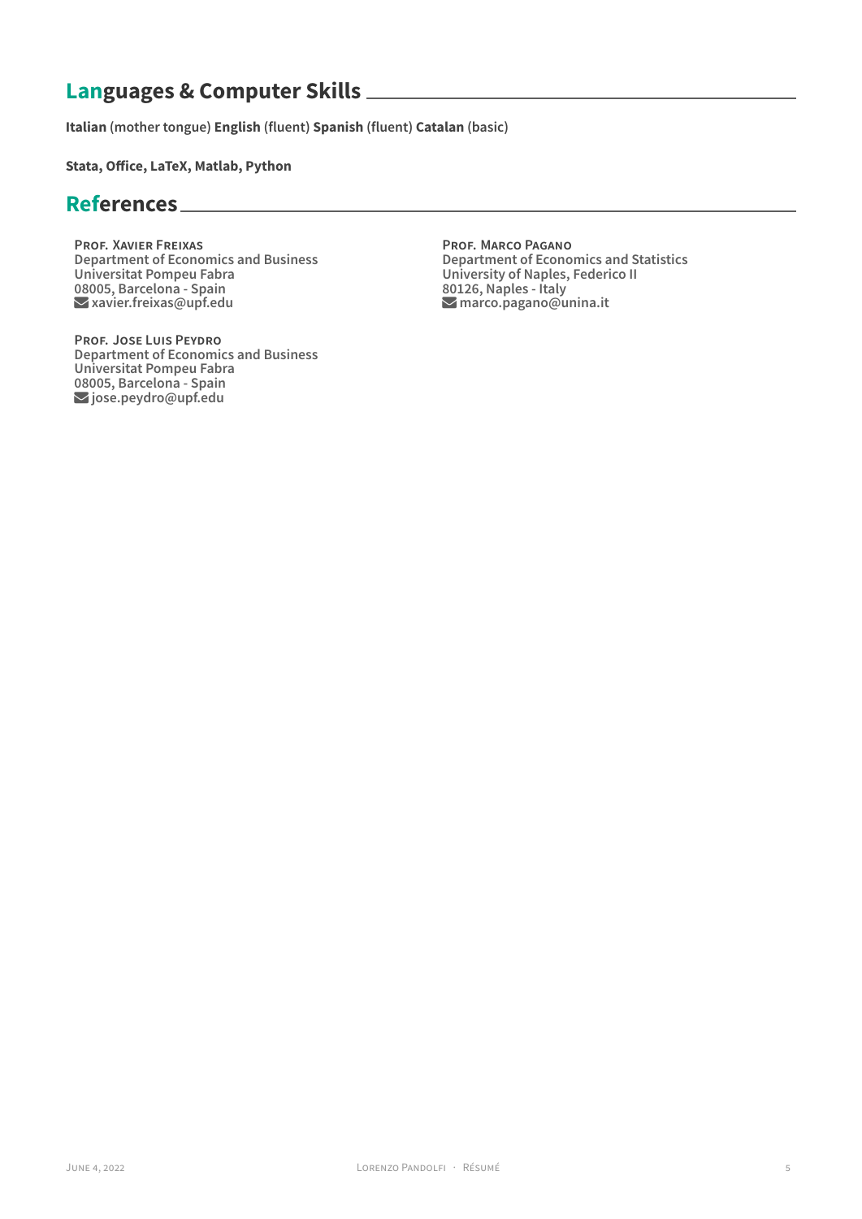## Languages & Computer Skills

**Italian** (mother tongue) **English** (fluent) **Spanish** (fluent) **Catalan** (basic)

**Stata, Office, LaTeX, Matlab, Python**

## References

**Prof. Xavier Freixas**
Department of Economics and Business
Universitat Pompeu Fabra
08005, Barcelona - Spain
xavier.freixas@upf.edu

**Prof. Jose Luis Peydro**
Department of Economics and Business
Universitat Pompeu Fabra
08005, Barcelona - Spain
jose.peydro@upf.edu

**Prof. Marco Pagano**
Department of Economics and Statistics
University of Naples, Federico II
80126, Naples - Italy
marco.pagano@unina.it